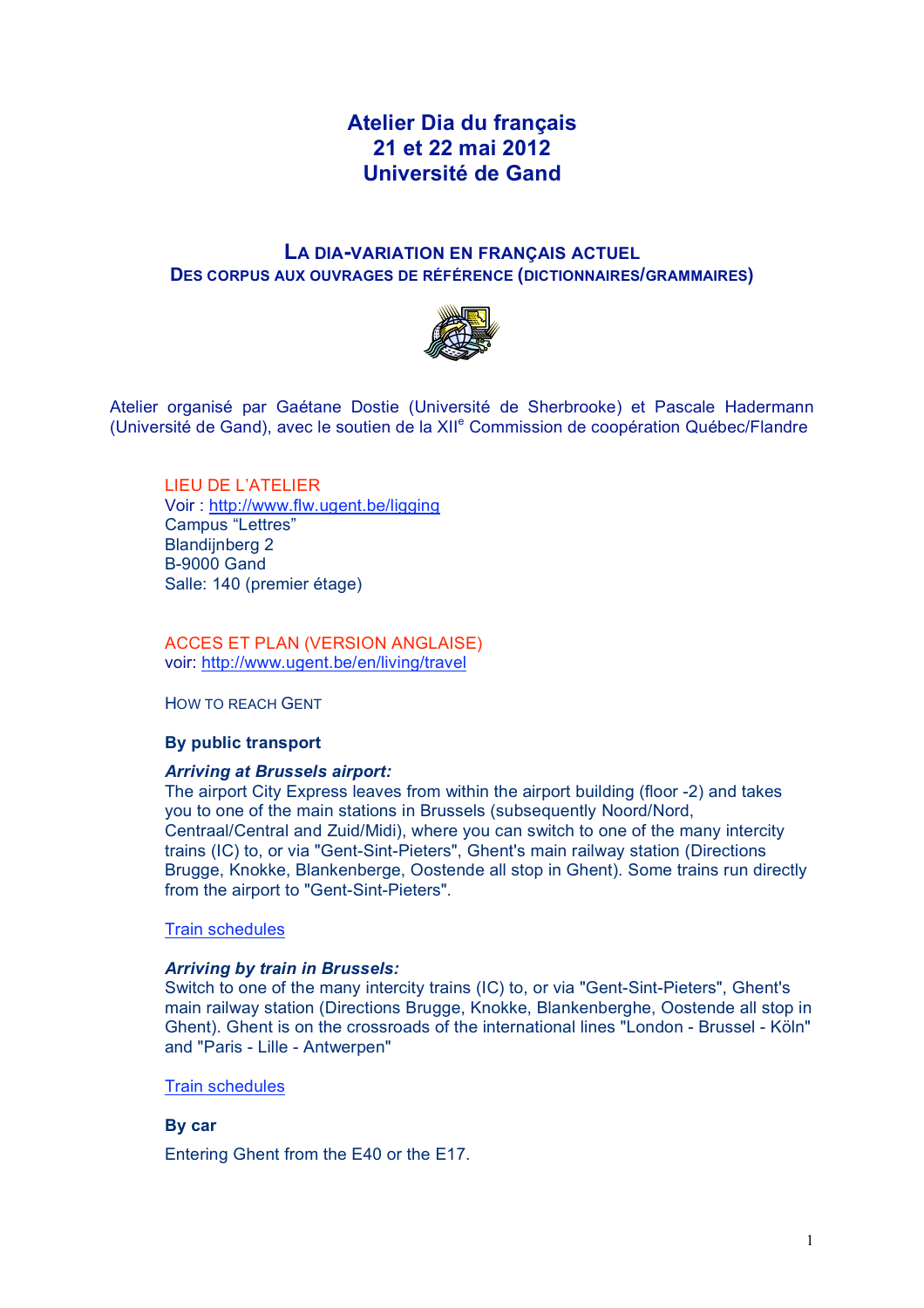# Atelier Dia du français
# 21 et 22 mai 2012
# Université de Gand

## LA DIA-VARIATION EN FRANÇAIS ACTUEL
### DES CORPUS AUX OUVRAGES DE RÉFÉRENCE (DICTIONNAIRES/GRAMMAIRES)

Atelier organisé par Gaétane Dostie (Université de Sherbrooke) et Pascale Hadermann (Université de Gand), avec le soutien de la XII$^{e}$ Commission de coopération Québec/Flandre

LIEU DE L'ATELIER
Voir : http://www.flw.ugent.be/ligging
Campus "Lettres"
Blandijnberg 2
B-9000 Gand
Salle: 140 (premier étage)

ACCES ET PLAN (VERSION ANGLAISE)
voir: http://www.ugent.be/en/living/travel

HOW TO REACH GENT

**By public transport**

***Arriving at Brussels airport:***
The airport City Express leaves from within the airport building (floor -2) and takes you to one of the main stations in Brussels (subsequently Noord/Nord, Centraal/Central and Zuid/Midi), where you can switch to one of the many intercity trains (IC) to, or via "Gent-Sint-Pieters", Ghent's main railway station (Directions Brugge, Knokke, Blankenberge, Oostende all stop in Ghent). Some trains run directly from the airport to "Gent-Sint-Pieters".

Train schedules

***Arriving by train in Brussels:***
Switch to one of the many intercity trains (IC) to, or via "Gent-Sint-Pieters", Ghent's main railway station (Directions Brugge, Knokke, Blankenberghe, Oostende all stop in Ghent). Ghent is on the crossroads of the international lines "London - Brussel - Köln" and "Paris - Lille - Antwerpen"

Train schedules

**By car**

Entering Ghent from the E40 or the E17.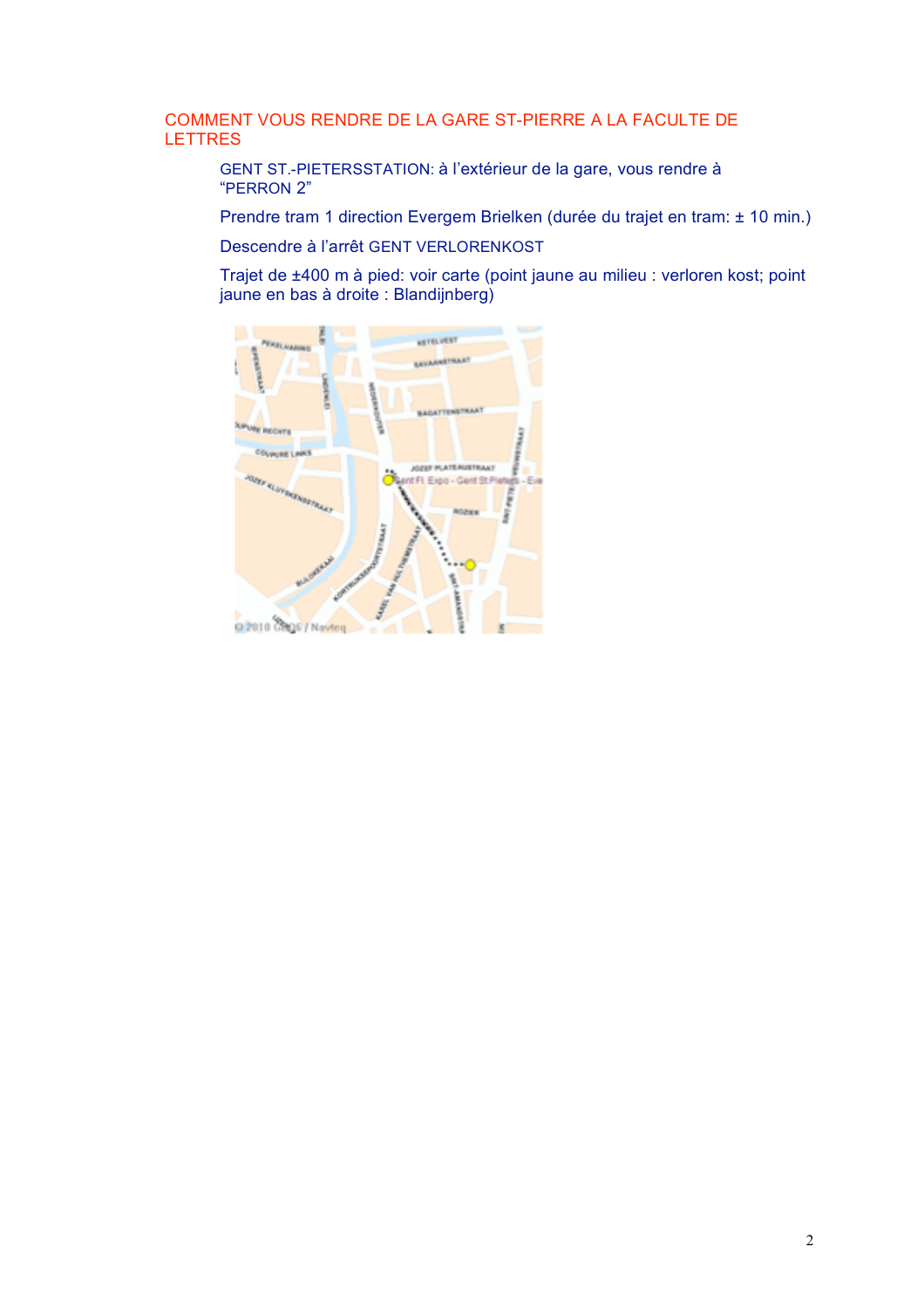# COMMENT VOUS RENDRE DE LA GARE ST-PIERRE A LA FACULTE DE LETTRES

GENT ST.-PIETERSSTATION: à l'extérieur de la gare, vous rendre à "PERRON 2"

Prendre tram 1 direction Evergem Brielken (durée du trajet en tram: ± 10 min.)

Descendre à l'arrêt GENT VERLORENKOST

Trajet de ±400 m à pied: voir carte (point jaune au milieu : verloren kost; point jaune en bas à droite : Blandijnberg)